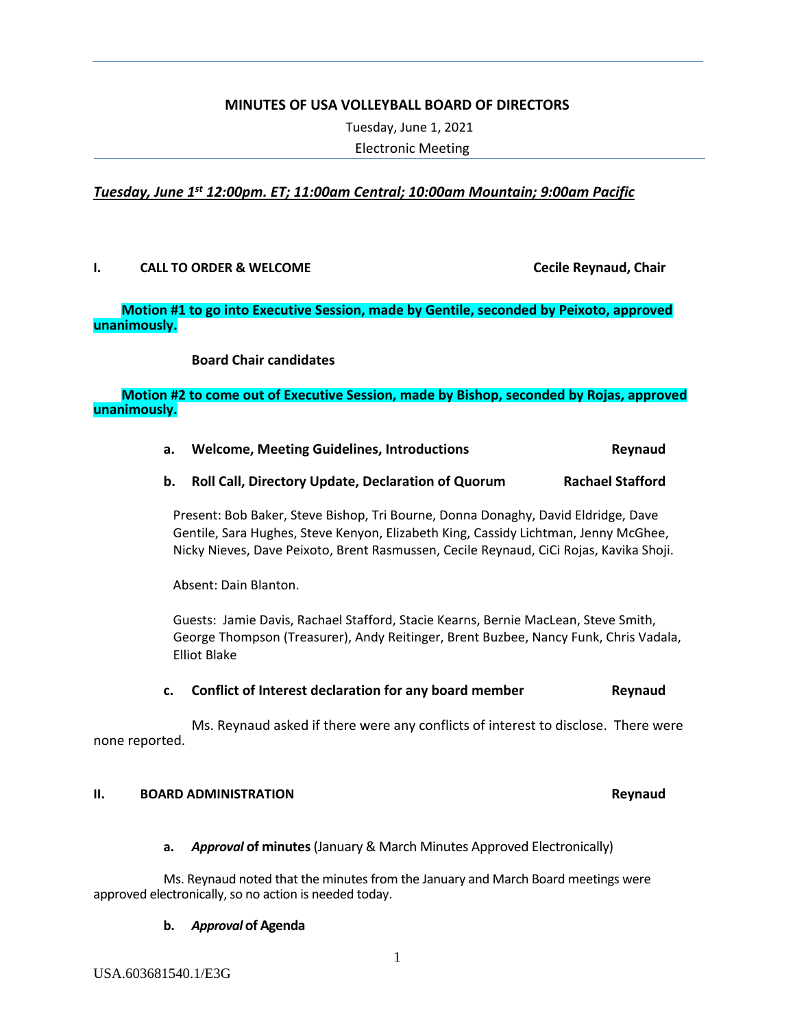# MINUTES OF USA VOLLEYBALL BOARD OF DIRECTORS

Tuesday, June 1, 2021

Electronic Meeting

***Tuesday, June 1st 12:00pm. ET; 11:00am Central; 10:00am Mountain; 9:00am Pacific***

## I. CALL TO ORDER & WELCOME — Cecile Reynaud, Chair

**Motion #1 to go into Executive Session, made by Gentile, seconded by Peixoto, approved unanimously.**

**Board Chair candidates**

**Motion #2 to come out of Executive Session, made by Bishop, seconded by Rojas, approved unanimously.**

**a. Welcome, Meeting Guidelines, Introductions — Reynaud**

**b. Roll Call, Directory Update, Declaration of Quorum — Rachael Stafford**

Present: Bob Baker, Steve Bishop, Tri Bourne, Donna Donaghy, David Eldridge, Dave Gentile, Sara Hughes, Steve Kenyon, Elizabeth King, Cassidy Lichtman, Jenny McGhee, Nicky Nieves, Dave Peixoto, Brent Rasmussen, Cecile Reynaud, CiCi Rojas, Kavika Shoji.

Absent: Dain Blanton.

Guests: Jamie Davis, Rachael Stafford, Stacie Kearns, Bernie MacLean, Steve Smith, George Thompson (Treasurer), Andy Reitinger, Brent Buzbee, Nancy Funk, Chris Vadala, Elliot Blake

**c. Conflict of Interest declaration for any board member — Reynaud**

Ms. Reynaud asked if there were any conflicts of interest to disclose. There were none reported.

## II. BOARD ADMINISTRATION — Reynaud

**a. *Approval* of minutes** (January & March Minutes Approved Electronically)

Ms. Reynaud noted that the minutes from the January and March Board meetings were approved electronically, so no action is needed today.

**b. *Approval* of Agenda**

USA.603681540.1/E3G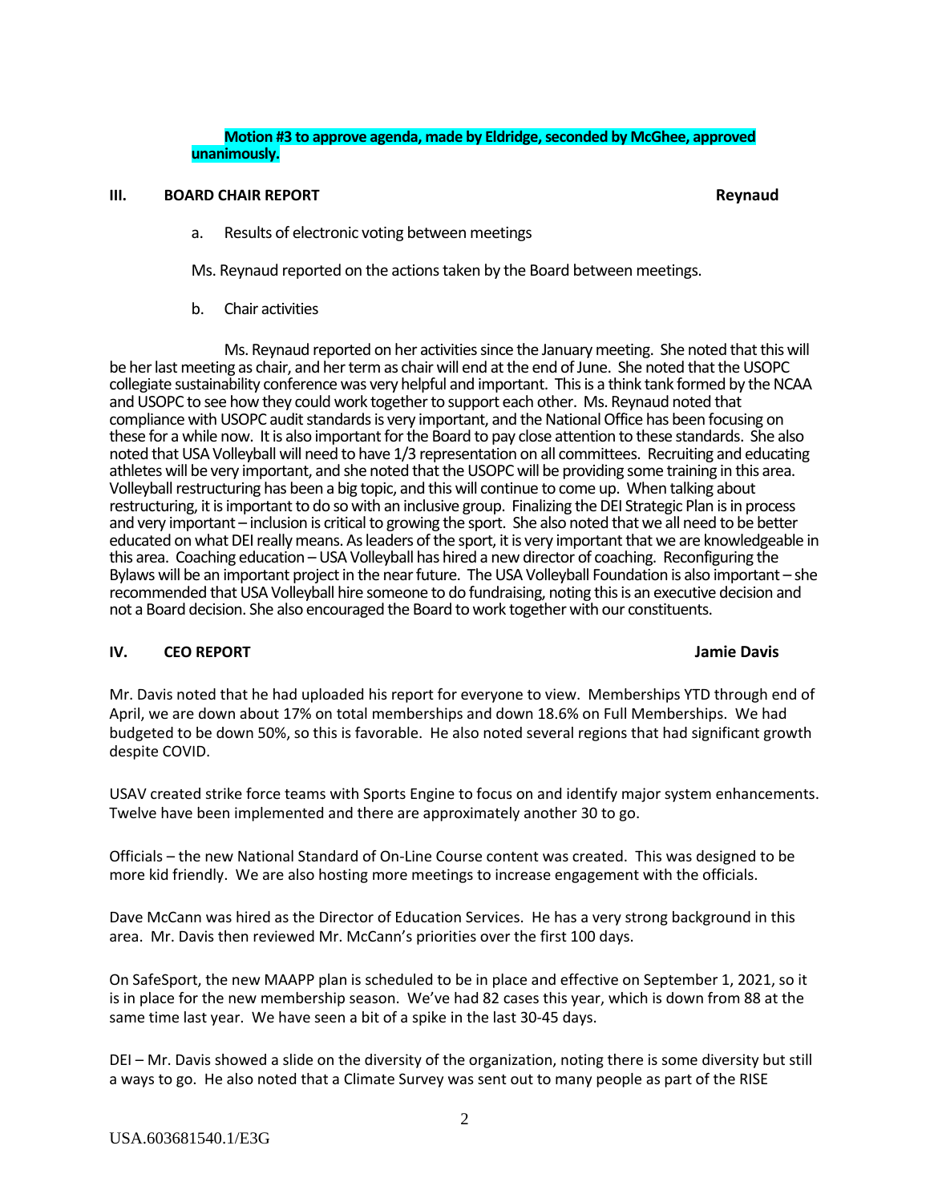**Motion #3 to approve agenda, made by Eldridge, seconded by McGhee, approved unanimously.**

## III. BOARD CHAIR REPORT — Reynaud

a. Results of electronic voting between meetings

Ms. Reynaud reported on the actions taken by the Board between meetings.

b. Chair activities

Ms. Reynaud reported on her activities since the January meeting. She noted that this will be her last meeting as chair, and her term as chair will end at the end of June. She noted that the USOPC collegiate sustainability conference was very helpful and important. This is a think tank formed by the NCAA and USOPC to see how they could work together to support each other. Ms. Reynaud noted that compliance with USOPC audit standards is very important, and the National Office has been focusing on these for a while now. It is also important for the Board to pay close attention to these standards. She also noted that USA Volleyball will need to have 1/3 representation on all committees. Recruiting and educating athletes will be very important, and she noted that the USOPC will be providing some training in this area. Volleyball restructuring has been a big topic, and this will continue to come up. When talking about restructuring, it is important to do so with an inclusive group. Finalizing the DEI Strategic Plan is in process and very important – inclusion is critical to growing the sport. She also noted that we all need to be better educated on what DEI really means. As leaders of the sport, it is very important that we are knowledgeable in this area. Coaching education – USA Volleyball has hired a new director of coaching. Reconfiguring the Bylaws will be an important project in the near future. The USA Volleyball Foundation is also important – she recommended that USA Volleyball hire someone to do fundraising, noting this is an executive decision and not a Board decision. She also encouraged the Board to work together with our constituents.

## IV. CEO REPORT — Jamie Davis

Mr. Davis noted that he had uploaded his report for everyone to view. Memberships YTD through end of April, we are down about 17% on total memberships and down 18.6% on Full Memberships. We had budgeted to be down 50%, so this is favorable. He also noted several regions that had significant growth despite COVID.

USAV created strike force teams with Sports Engine to focus on and identify major system enhancements. Twelve have been implemented and there are approximately another 30 to go.

Officials – the new National Standard of On-Line Course content was created. This was designed to be more kid friendly. We are also hosting more meetings to increase engagement with the officials.

Dave McCann was hired as the Director of Education Services. He has a very strong background in this area. Mr. Davis then reviewed Mr. McCann's priorities over the first 100 days.

On SafeSport, the new MAAPP plan is scheduled to be in place and effective on September 1, 2021, so it is in place for the new membership season. We've had 82 cases this year, which is down from 88 at the same time last year. We have seen a bit of a spike in the last 30-45 days.

DEI – Mr. Davis showed a slide on the diversity of the organization, noting there is some diversity but still a ways to go. He also noted that a Climate Survey was sent out to many people as part of the RISE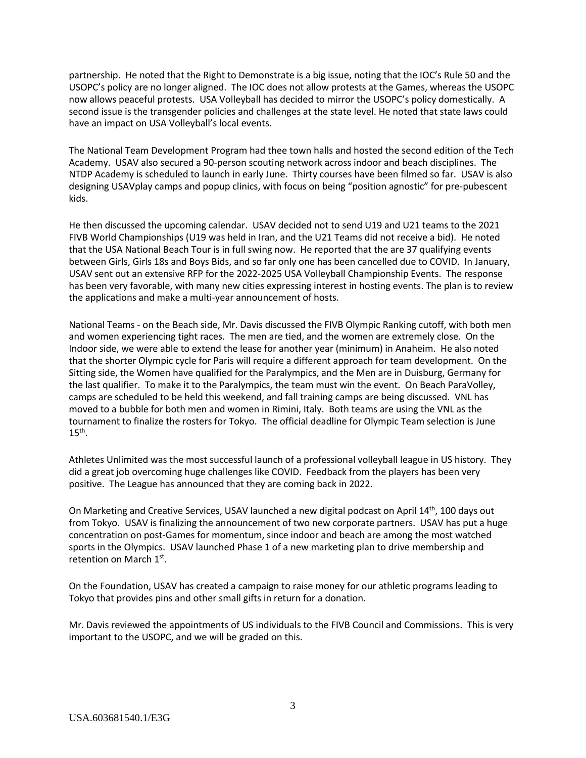partnership. He noted that the Right to Demonstrate is a big issue, noting that the IOC's Rule 50 and the USOPC's policy are no longer aligned. The IOC does not allow protests at the Games, whereas the USOPC now allows peaceful protests. USA Volleyball has decided to mirror the USOPC's policy domestically. A second issue is the transgender policies and challenges at the state level. He noted that state laws could have an impact on USA Volleyball's local events.

The National Team Development Program had thee town halls and hosted the second edition of the Tech Academy. USAV also secured a 90-person scouting network across indoor and beach disciplines. The NTDP Academy is scheduled to launch in early June. Thirty courses have been filmed so far. USAV is also designing USAVplay camps and popup clinics, with focus on being "position agnostic" for pre-pubescent kids.

He then discussed the upcoming calendar. USAV decided not to send U19 and U21 teams to the 2021 FIVB World Championships (U19 was held in Iran, and the U21 Teams did not receive a bid). He noted that the USA National Beach Tour is in full swing now. He reported that the are 37 qualifying events between Girls, Girls 18s and Boys Bids, and so far only one has been cancelled due to COVID. In January, USAV sent out an extensive RFP for the 2022-2025 USA Volleyball Championship Events. The response has been very favorable, with many new cities expressing interest in hosting events. The plan is to review the applications and make a multi-year announcement of hosts.

National Teams - on the Beach side, Mr. Davis discussed the FIVB Olympic Ranking cutoff, with both men and women experiencing tight races. The men are tied, and the women are extremely close. On the Indoor side, we were able to extend the lease for another year (minimum) in Anaheim. He also noted that the shorter Olympic cycle for Paris will require a different approach for team development. On the Sitting side, the Women have qualified for the Paralympics, and the Men are in Duisburg, Germany for the last qualifier. To make it to the Paralympics, the team must win the event. On Beach ParaVolley, camps are scheduled to be held this weekend, and fall training camps are being discussed. VNL has moved to a bubble for both men and women in Rimini, Italy. Both teams are using the VNL as the tournament to finalize the rosters for Tokyo. The official deadline for Olympic Team selection is June 15th.

Athletes Unlimited was the most successful launch of a professional volleyball league in US history. They did a great job overcoming huge challenges like COVID. Feedback from the players has been very positive. The League has announced that they are coming back in 2022.

On Marketing and Creative Services, USAV launched a new digital podcast on April 14th, 100 days out from Tokyo. USAV is finalizing the announcement of two new corporate partners. USAV has put a huge concentration on post-Games for momentum, since indoor and beach are among the most watched sports in the Olympics. USAV launched Phase 1 of a new marketing plan to drive membership and retention on March 1st.

On the Foundation, USAV has created a campaign to raise money for our athletic programs leading to Tokyo that provides pins and other small gifts in return for a donation.

Mr. Davis reviewed the appointments of US individuals to the FIVB Council and Commissions. This is very important to the USOPC, and we will be graded on this.

USA.603681540.1/E3G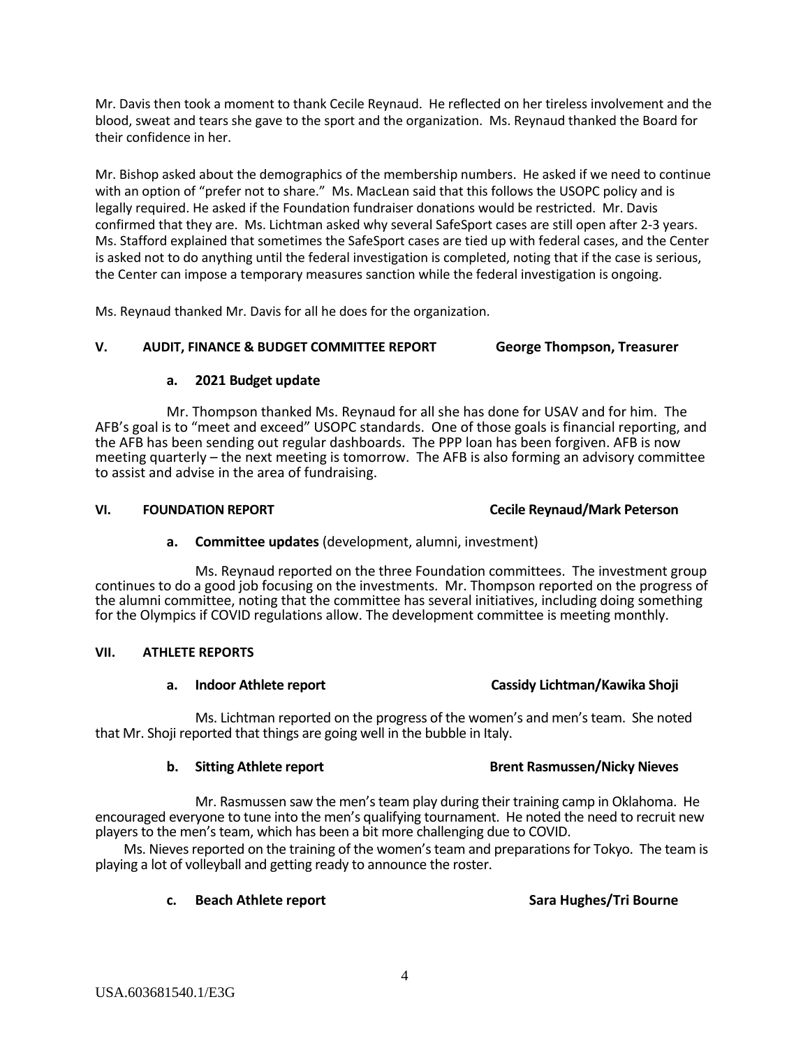Mr. Davis then took a moment to thank Cecile Reynaud. He reflected on her tireless involvement and the blood, sweat and tears she gave to the sport and the organization. Ms. Reynaud thanked the Board for their confidence in her.

Mr. Bishop asked about the demographics of the membership numbers. He asked if we need to continue with an option of "prefer not to share." Ms. MacLean said that this follows the USOPC policy and is legally required. He asked if the Foundation fundraiser donations would be restricted. Mr. Davis confirmed that they are. Ms. Lichtman asked why several SafeSport cases are still open after 2-3 years. Ms. Stafford explained that sometimes the SafeSport cases are tied up with federal cases, and the Center is asked not to do anything until the federal investigation is completed, noting that if the case is serious, the Center can impose a temporary measures sanction while the federal investigation is ongoing.

Ms. Reynaud thanked Mr. Davis for all he does for the organization.

**V. AUDIT, FINANCE & BUDGET COMMITTEE REPORT George Thompson, Treasurer**

**a. 2021 Budget update**

Mr. Thompson thanked Ms. Reynaud for all she has done for USAV and for him. The AFB's goal is to "meet and exceed" USOPC standards. One of those goals is financial reporting, and the AFB has been sending out regular dashboards. The PPP loan has been forgiven. AFB is now meeting quarterly – the next meeting is tomorrow. The AFB is also forming an advisory committee to assist and advise in the area of fundraising.

**VI. FOUNDATION REPORT Cecile Reynaud/Mark Peterson**

**a. Committee updates** (development, alumni, investment)

Ms. Reynaud reported on the three Foundation committees. The investment group continues to do a good job focusing on the investments. Mr. Thompson reported on the progress of the alumni committee, noting that the committee has several initiatives, including doing something for the Olympics if COVID regulations allow. The development committee is meeting monthly.

**VII. ATHLETE REPORTS**

**a. Indoor Athlete report Cassidy Lichtman/Kawika Shoji**

Ms. Lichtman reported on the progress of the women's and men's team. She noted that Mr. Shoji reported that things are going well in the bubble in Italy.

**b. Sitting Athlete report Brent Rasmussen/Nicky Nieves**

Mr. Rasmussen saw the men's team play during their training camp in Oklahoma. He encouraged everyone to tune into the men's qualifying tournament. He noted the need to recruit new players to the men's team, which has been a bit more challenging due to COVID.

Ms. Nieves reported on the training of the women's team and preparations for Tokyo. The team is playing a lot of volleyball and getting ready to announce the roster.

**c. Beach Athlete report Sara Hughes/Tri Bourne**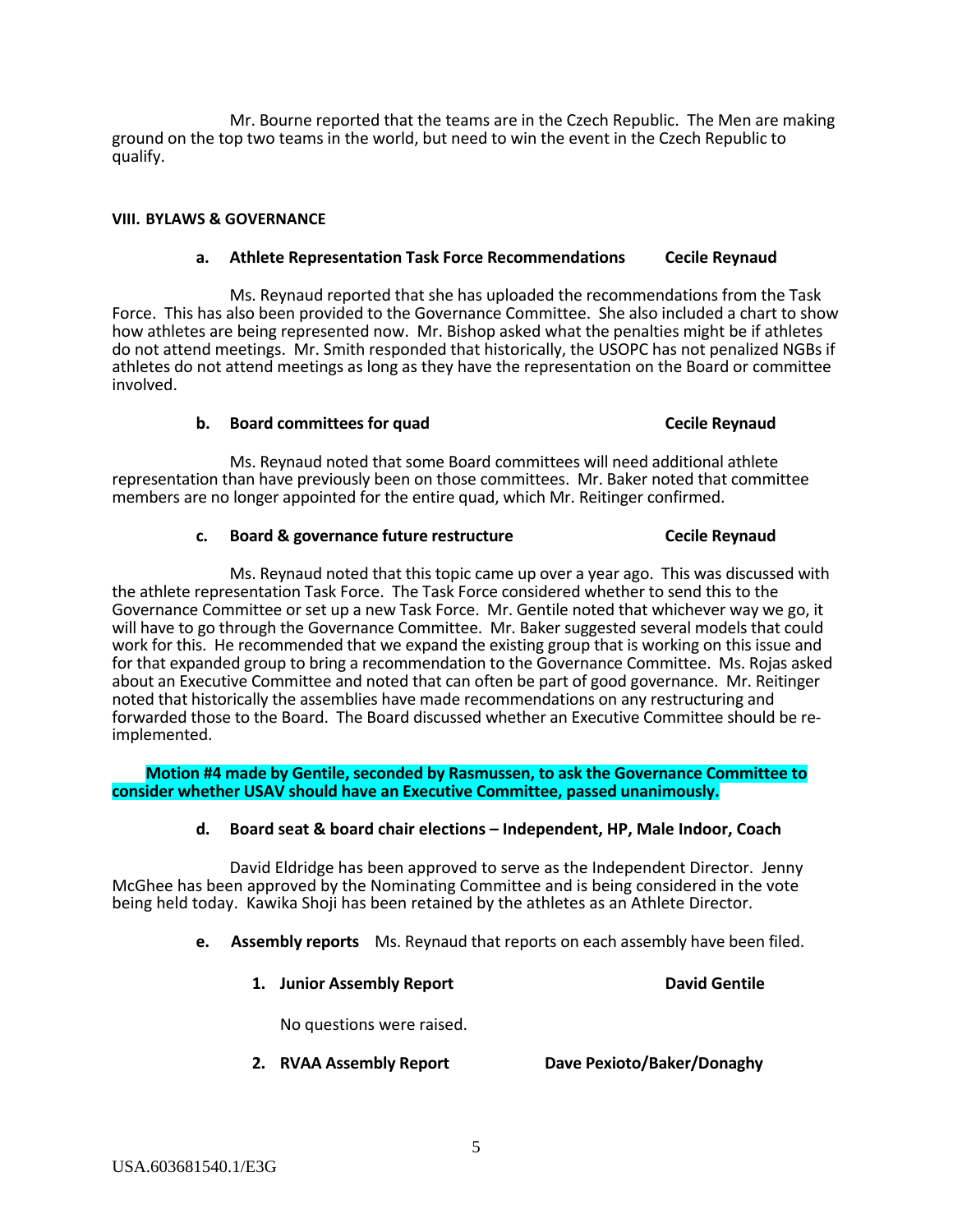Mr. Bourne reported that the teams are in the Czech Republic. The Men are making ground on the top two teams in the world, but need to win the event in the Czech Republic to qualify.

**VIII. BYLAWS & GOVERNANCE**

**a. Athlete Representation Task Force Recommendations    Cecile Reynaud**

Ms. Reynaud reported that she has uploaded the recommendations from the Task Force. This has also been provided to the Governance Committee. She also included a chart to show how athletes are being represented now. Mr. Bishop asked what the penalties might be if athletes do not attend meetings. Mr. Smith responded that historically, the USOPC has not penalized NGBs if athletes do not attend meetings as long as they have the representation on the Board or committee involved.

**b. Board committees for quad    Cecile Reynaud**

Ms. Reynaud noted that some Board committees will need additional athlete representation than have previously been on those committees. Mr. Baker noted that committee members are no longer appointed for the entire quad, which Mr. Reitinger confirmed.

**c. Board & governance future restructure    Cecile Reynaud**

Ms. Reynaud noted that this topic came up over a year ago. This was discussed with the athlete representation Task Force. The Task Force considered whether to send this to the Governance Committee or set up a new Task Force. Mr. Gentile noted that whichever way we go, it will have to go through the Governance Committee. Mr. Baker suggested several models that could work for this. He recommended that we expand the existing group that is working on this issue and for that expanded group to bring a recommendation to the Governance Committee. Ms. Rojas asked about an Executive Committee and noted that can often be part of good governance. Mr. Reitinger noted that historically the assemblies have made recommendations on any restructuring and forwarded those to the Board. The Board discussed whether an Executive Committee should be re-implemented.

**Motion #4 made by Gentile, seconded by Rasmussen, to ask the Governance Committee to consider whether USAV should have an Executive Committee, passed unanimously.**

**d. Board seat & board chair elections – Independent, HP, Male Indoor, Coach**

David Eldridge has been approved to serve as the Independent Director. Jenny McGhee has been approved by the Nominating Committee and is being considered in the vote being held today. Kawika Shoji has been retained by the athletes as an Athlete Director.

**e. Assembly reports** Ms. Reynaud that reports on each assembly have been filed.

**1. Junior Assembly Report    David Gentile**

No questions were raised.

**2. RVAA Assembly Report    Dave Pexioto/Baker/Donaghy**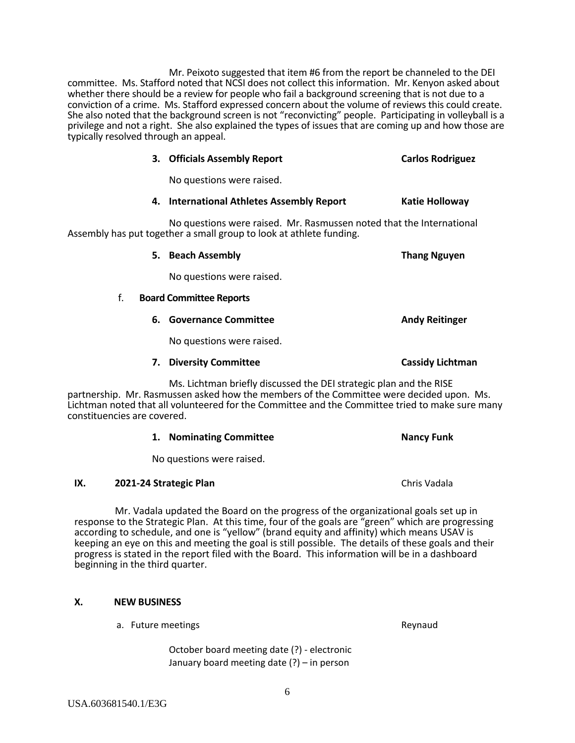Mr. Peixoto suggested that item #6 from the report be channeled to the DEI committee. Ms. Stafford noted that NCSI does not collect this information. Mr. Kenyon asked about whether there should be a review for people who fail a background screening that is not due to a conviction of a crime. Ms. Stafford expressed concern about the volume of reviews this could create. She also noted that the background screen is not "reconvicting" people. Participating in volleyball is a privilege and not a right. She also explained the types of issues that are coming up and how those are typically resolved through an appeal.

**3. Officials Assembly Report** — **Carlos Rodriguez**

No questions were raised.

**4. International Athletes Assembly Report** — **Katie Holloway**

No questions were raised. Mr. Rasmussen noted that the International Assembly has put together a small group to look at athlete funding.

**5. Beach Assembly** — **Thang Nguyen**

No questions were raised.

f. **Board Committee Reports**

**6. Governance Committee** — **Andy Reitinger**

No questions were raised.

**7. Diversity Committee** — **Cassidy Lichtman**

Ms. Lichtman briefly discussed the DEI strategic plan and the RISE partnership. Mr. Rasmussen asked how the members of the Committee were decided upon. Ms. Lichtman noted that all volunteered for the Committee and the Committee tried to make sure many constituencies are covered.

**1. Nominating Committee** — **Nancy Funk**

No questions were raised.

## IX. 2021-24 Strategic Plan — Chris Vadala

Mr. Vadala updated the Board on the progress of the organizational goals set up in response to the Strategic Plan. At this time, four of the goals are "green" which are progressing according to schedule, and one is "yellow" (brand equity and affinity) which means USAV is keeping an eye on this and meeting the goal is still possible. The details of these goals and their progress is stated in the report filed with the Board. This information will be in a dashboard beginning in the third quarter.

## X. NEW BUSINESS

a. Future meetings — Reynaud

October board meeting date (?) - electronic
January board meeting date (?) – in person

USA.603681540.1/E3G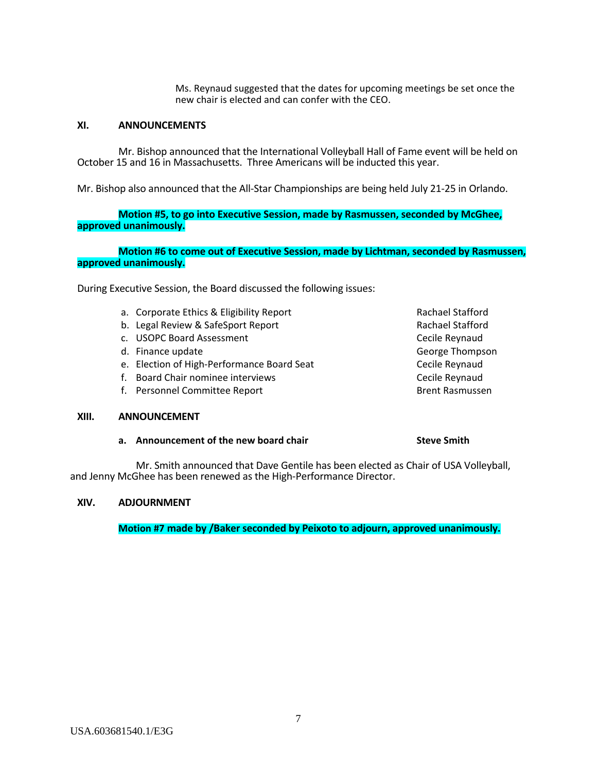Ms. Reynaud suggested that the dates for upcoming meetings be set once the new chair is elected and can confer with the CEO.

## XI. ANNOUNCEMENTS

Mr. Bishop announced that the International Volleyball Hall of Fame event will be held on October 15 and 16 in Massachusetts. Three Americans will be inducted this year.

Mr. Bishop also announced that the All-Star Championships are being held July 21-25 in Orlando.

**Motion #5, to go into Executive Session, made by Rasmussen, seconded by McGhee, approved unanimously.**

**Motion #6 to come out of Executive Session, made by Lichtman, seconded by Rasmussen, approved unanimously.**

During Executive Session, the Board discussed the following issues:

| | |
|---|---|
| a. Corporate Ethics & Eligibility Report | Rachael Stafford |
| b. Legal Review & SafeSport Report | Rachael Stafford |
| c. USOPC Board Assessment | Cecile Reynaud |
| d. Finance update | George Thompson |
| e. Election of High-Performance Board Seat | Cecile Reynaud |
| f. Board Chair nominee interviews | Cecile Reynaud |
| f. Personnel Committee Report | Brent Rasmussen |

## XIII. ANNOUNCEMENT

**a. Announcement of the new board chair** **Steve Smith**

Mr. Smith announced that Dave Gentile has been elected as Chair of USA Volleyball, and Jenny McGhee has been renewed as the High-Performance Director.

## XIV. ADJOURNMENT

**Motion #7 made by /Baker seconded by Peixoto to adjourn, approved unanimously.**

USA.603681540.1/E3G